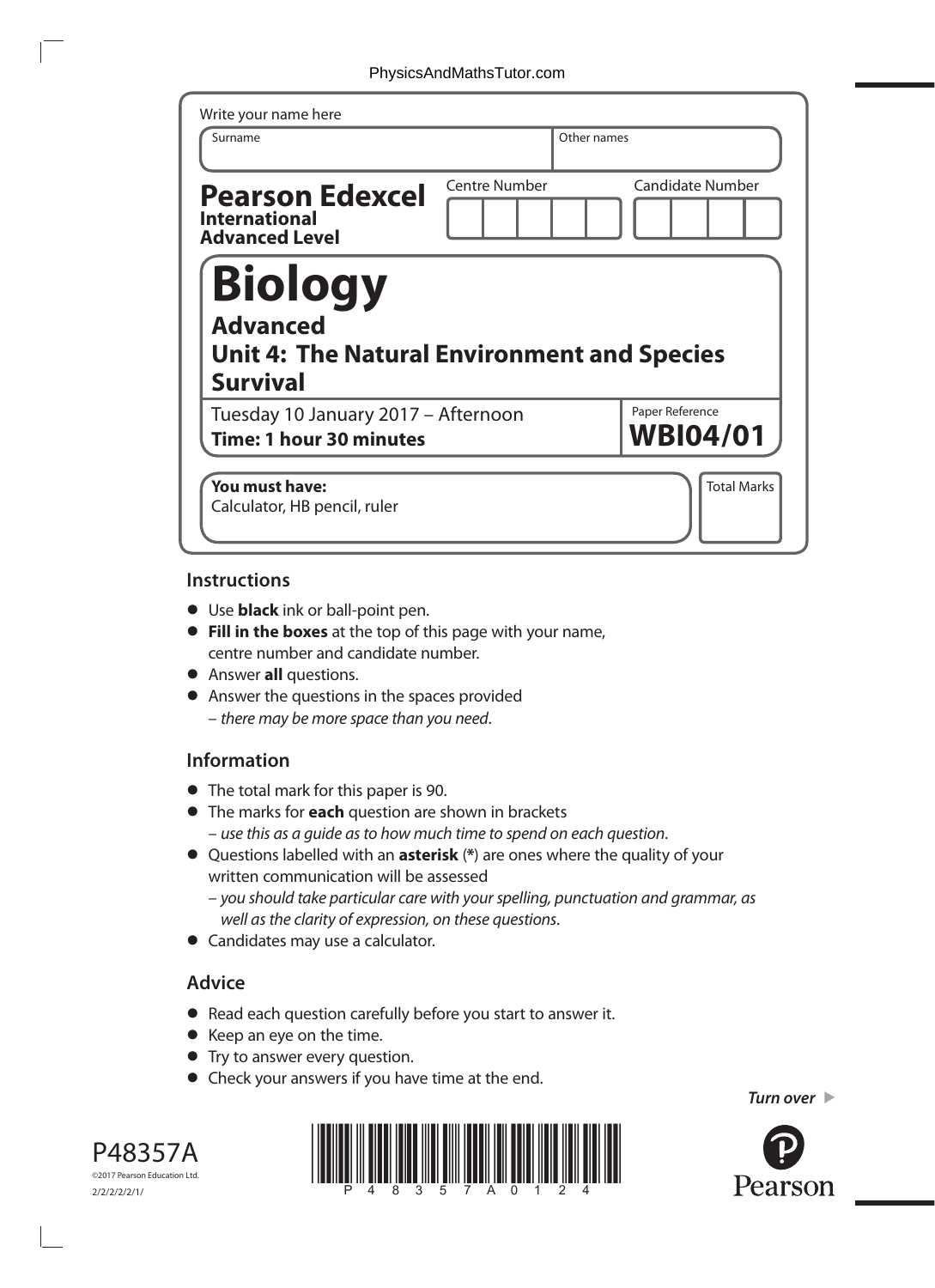Write your name here

| Surname | Other names |
|---|---|
| | |

**Pearson Edexcel**
**International Advanced Level**

| Centre Number | Candidate Number |
|---|---|
| | |

# Biology

## Advanced

## Unit 4: The Natural Environment and Species Survival

Tuesday 10 January 2017 – Afternoon
**Time: 1 hour 30 minutes**

Paper Reference
**WBI04/01**

**You must have:**
Calculator, HB pencil, ruler

Total Marks

## Instructions

- Use **black** ink or ball-point pen.
- **Fill in the boxes** at the top of this page with your name, centre number and candidate number.
- Answer **all** questions.
- Answer the questions in the spaces provided
  – *there may be more space than you need*.

## Information

- The total mark for this paper is 90.
- The marks for **each** question are shown in brackets
  – *use this as a guide as to how much time to spend on each question*.
- Questions labelled with an **asterisk** (*) are ones where the quality of your written communication will be assessed
  – *you should take particular care with your spelling, punctuation and grammar, as well as the clarity of expression, on these questions*.
- Candidates may use a calculator.

## Advice

- Read each question carefully before you start to answer it.
- Keep an eye on the time.
- Try to answer every question.
- Check your answers if you have time at the end.

*Turn over* ▶

P48357A
©2017 Pearson Education Ltd.
2/2/2/2/2/1/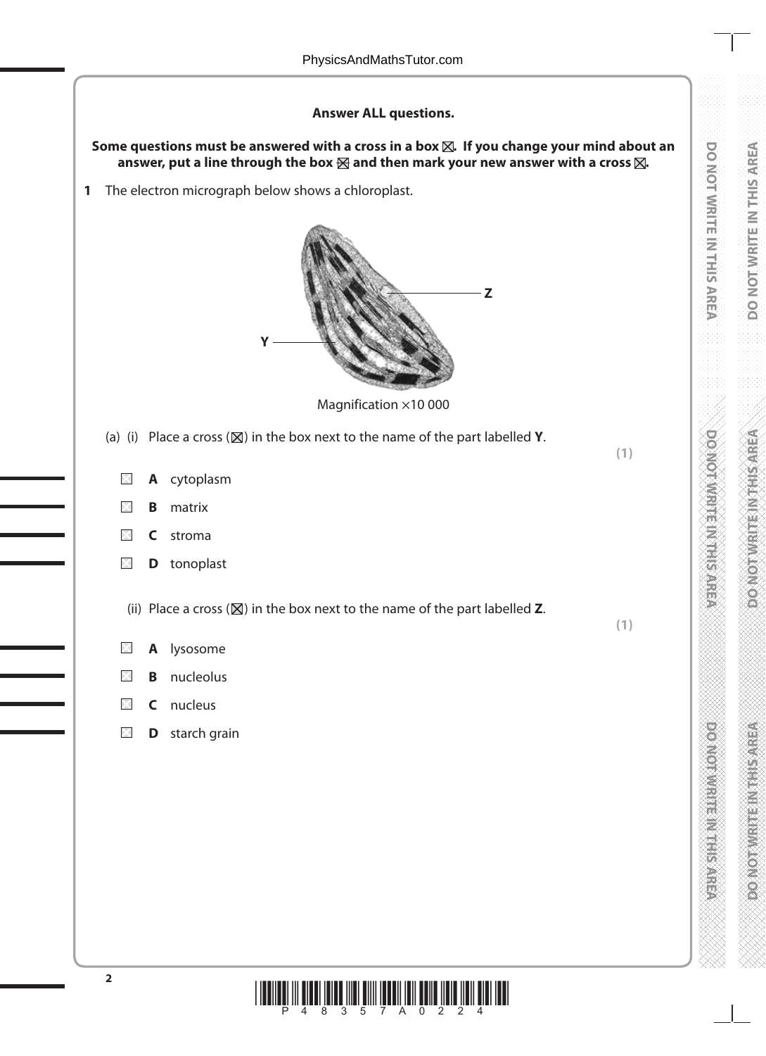**Answer ALL questions.**

**Some questions must be answered with a cross in a box ☒. If you change your mind about an answer, put a line through the box ☒ and then mark your new answer with a cross ☒.**

**1** The electron micrograph below shows a chloroplast.

Z

Y

Magnification ×10 000

(a) (i) Place a cross (☒) in the box next to the name of the part labelled **Y**. **(1)**

☐ **A** cytoplasm

☐ **B** matrix

☐ **C** stroma

☐ **D** tonoplast

(ii) Place a cross (☒) in the box next to the name of the part labelled **Z**. **(1)**

☐ **A** lysosome

☐ **B** nucleolus

☐ **C** nucleus

☐ **D** starch grain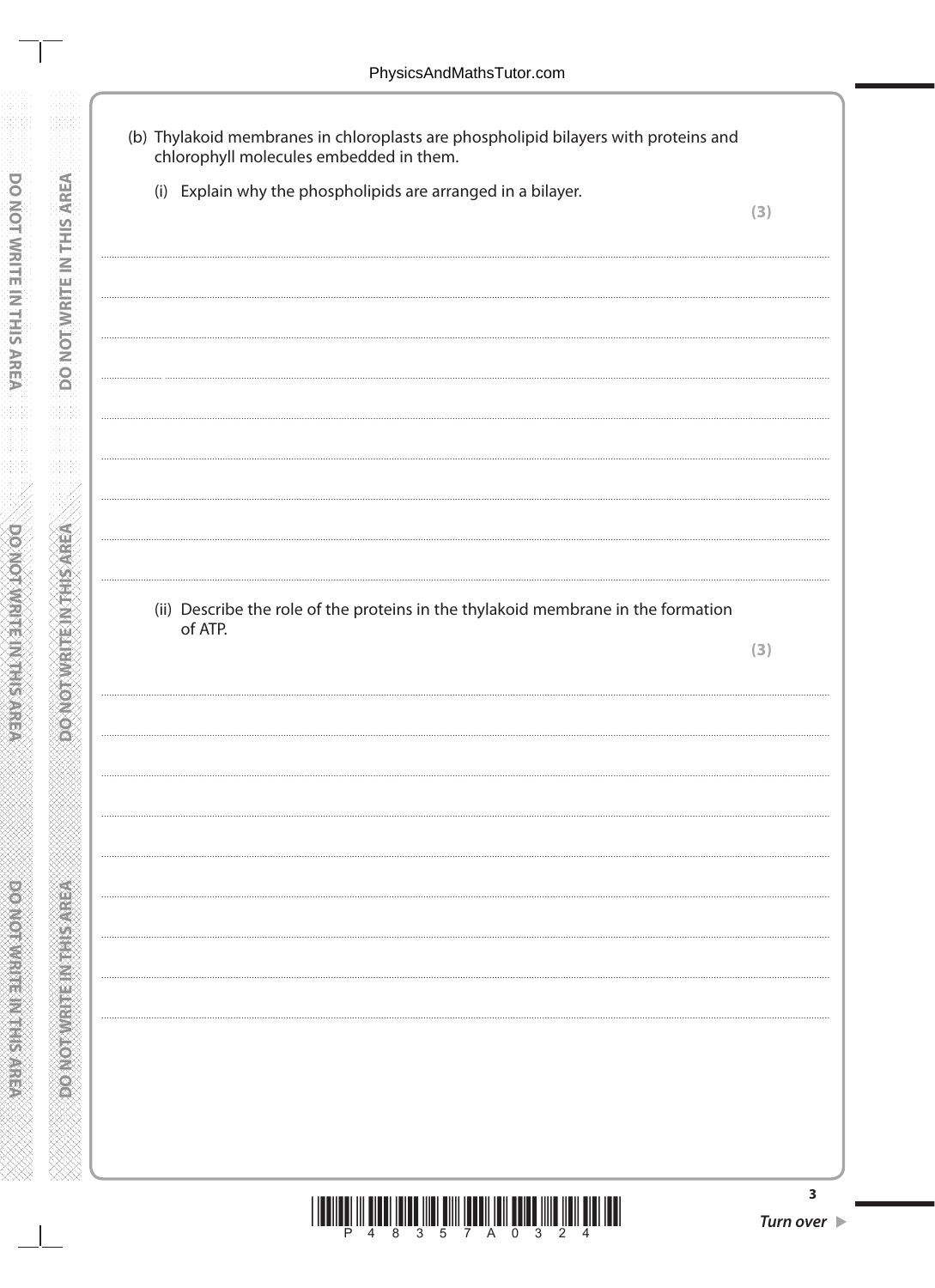(b) Thylakoid membranes in chloroplasts are phospholipid bilayers with proteins and chlorophyll molecules embedded in them.

(i) Explain why the phospholipids are arranged in a bilayer.

**(3)**

.......................................................................................................................................................................................

.......................................................................................................................................................................................

.......................................................................................................................................................................................

.......................................................................................................................................................................................

.......................................................................................................................................................................................

.......................................................................................................................................................................................

.......................................................................................................................................................................................

.......................................................................................................................................................................................

(ii) Describe the role of the proteins in the thylakoid membrane in the formation of ATP.

**(3)**

.......................................................................................................................................................................................

.......................................................................................................................................................................................

.......................................................................................................................................................................................

.......................................................................................................................................................................................

.......................................................................................................................................................................................

.......................................................................................................................................................................................

.......................................................................................................................................................................................

.......................................................................................................................................................................................

.......................................................................................................................................................................................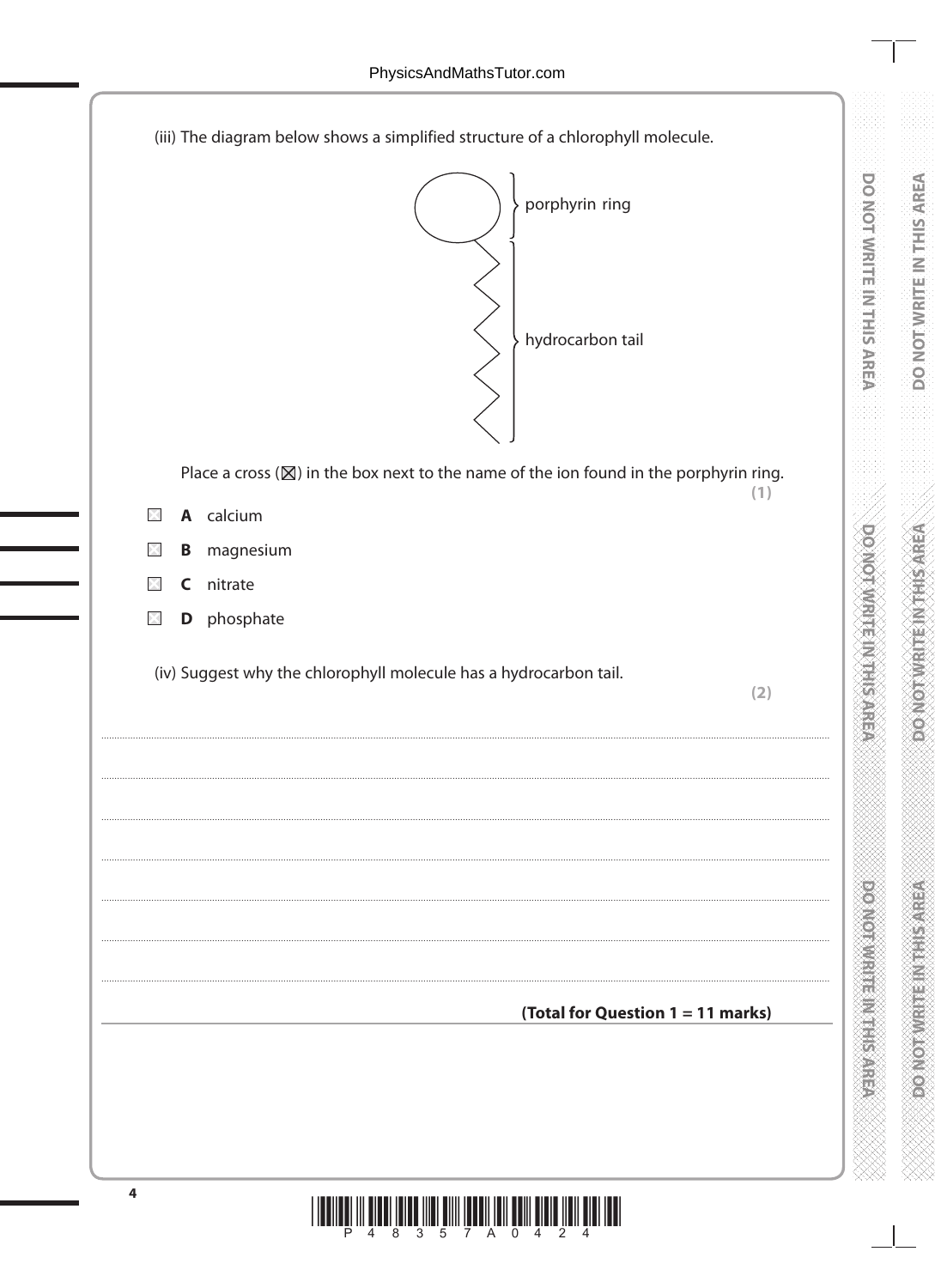(iii) The diagram below shows a simplified structure of a chlorophyll molecule.

porphyrin ring

hydrocarbon tail

Place a cross (☒) in the box next to the name of the ion found in the porphyrin ring. **(1)**

☐ **A** calcium

☐ **B** magnesium

☐ **C** nitrate

☐ **D** phosphate

(iv) Suggest why the chlorophyll molecule has a hydrocarbon tail. **(2)**

.......................................................................................................................................................

.......................................................................................................................................................

.......................................................................................................................................................

.......................................................................................................................................................

.......................................................................................................................................................

.......................................................................................................................................................

**(Total for Question 1 = 11 marks)**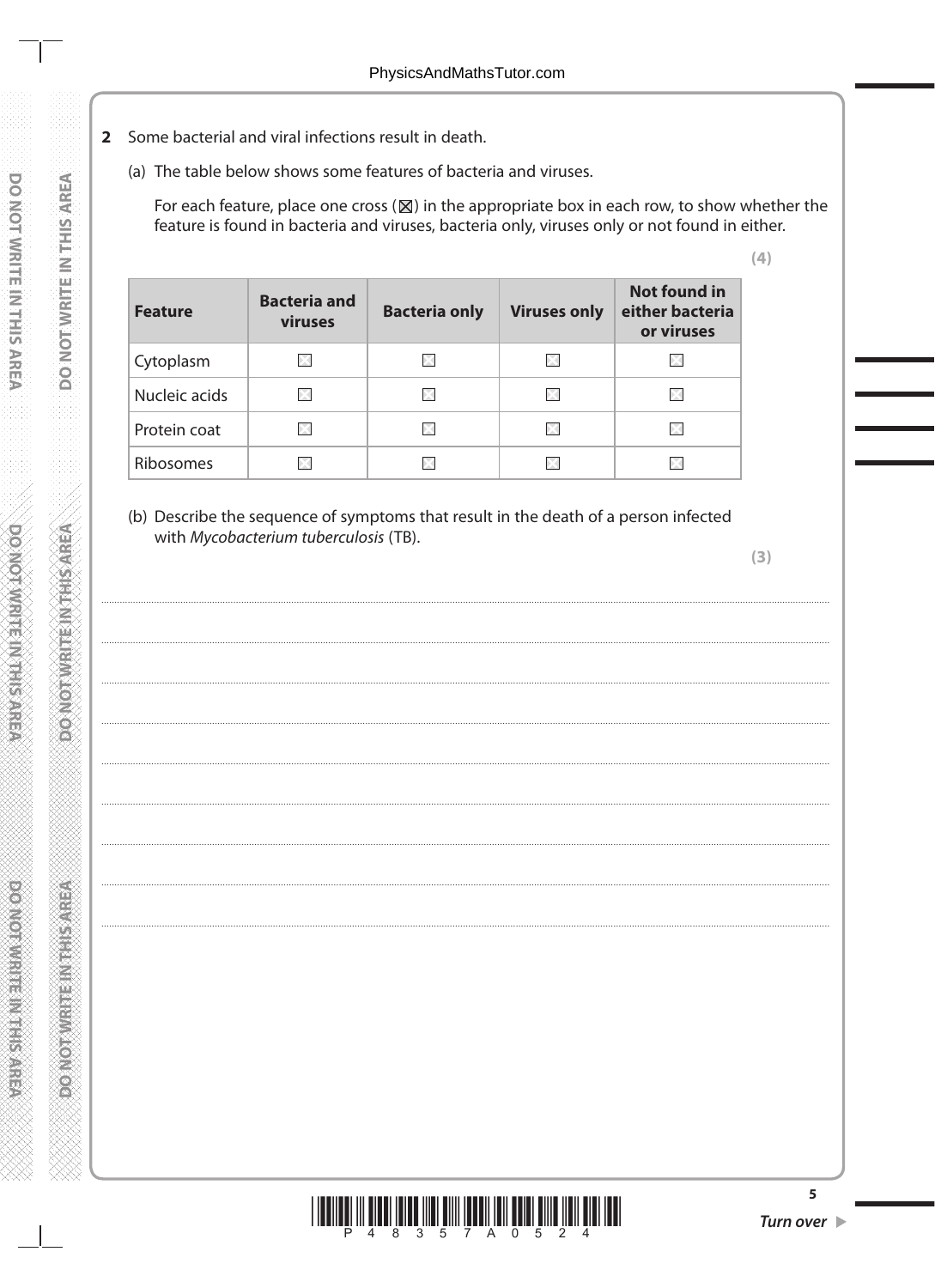**2** Some bacterial and viral infections result in death.

(a) The table below shows some features of bacteria and viruses.

For each feature, place one cross (☒) in the appropriate box in each row, to show whether the feature is found in bacteria and viruses, bacteria only, viruses only or not found in either.

**(4)**

| Feature | Bacteria and viruses | Bacteria only | Viruses only | Not found in either bacteria or viruses |
|---|---|---|---|---|
| Cytoplasm | ☒ | ☒ | ☒ | ☒ |
| Nucleic acids | ☒ | ☒ | ☒ | ☒ |
| Protein coat | ☒ | ☒ | ☒ | ☒ |
| Ribosomes | ☒ | ☒ | ☒ | ☒ |

(b) Describe the sequence of symptoms that result in the death of a person infected with *Mycobacterium tuberculosis* (TB).

**(3)**

....................................................................................................................................................................................................................

....................................................................................................................................................................................................................

....................................................................................................................................................................................................................

....................................................................................................................................................................................................................

....................................................................................................................................................................................................................

....................................................................................................................................................................................................................

....................................................................................................................................................................................................................

....................................................................................................................................................................................................................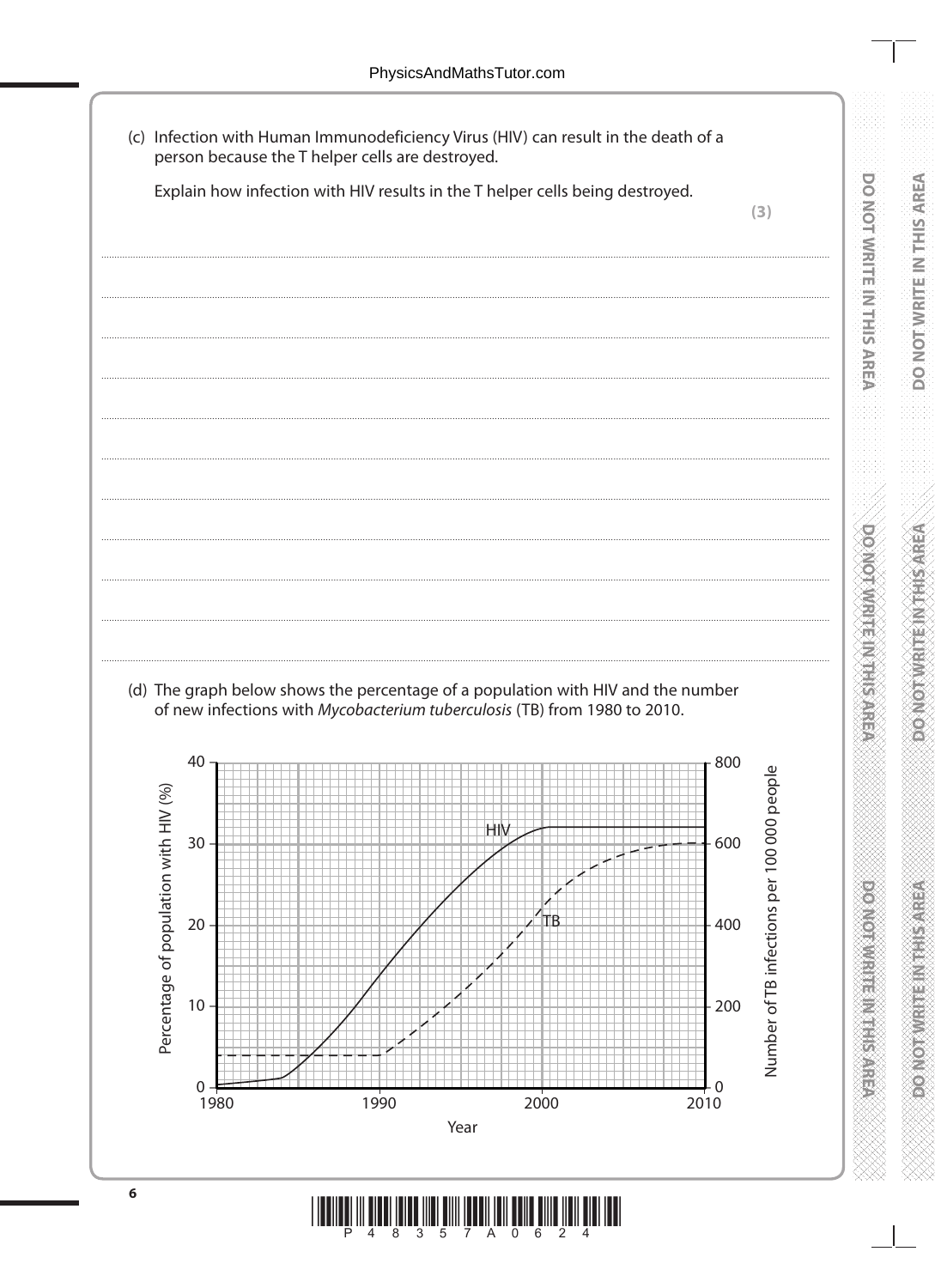(c) Infection with Human Immunodeficiency Virus (HIV) can result in the death of a person because the T helper cells are destroyed.

Explain how infection with HIV results in the T helper cells being destroyed.

**(3)**

.......................................................................................................................................................................................................................

.......................................................................................................................................................................................................................

.......................................................................................................................................................................................................................

.......................................................................................................................................................................................................................

.......................................................................................................................................................................................................................

.......................................................................................................................................................................................................................

.......................................................................................................................................................................................................................

.......................................................................................................................................................................................................................

.......................................................................................................................................................................................................................

.......................................................................................................................................................................................................................

.......................................................................................................................................................................................................................

(d) The graph below shows the percentage of a population with HIV and the number of new infections with *Mycobacterium tuberculosis* (TB) from 1980 to 2010.

Percentage of population with HIV (%) — 0, 10, 20, 30, 40

Number of TB infections per 100 000 people — 0, 200, 400, 600, 800

Year — 1980, 1990, 2000, 2010

HIV

TB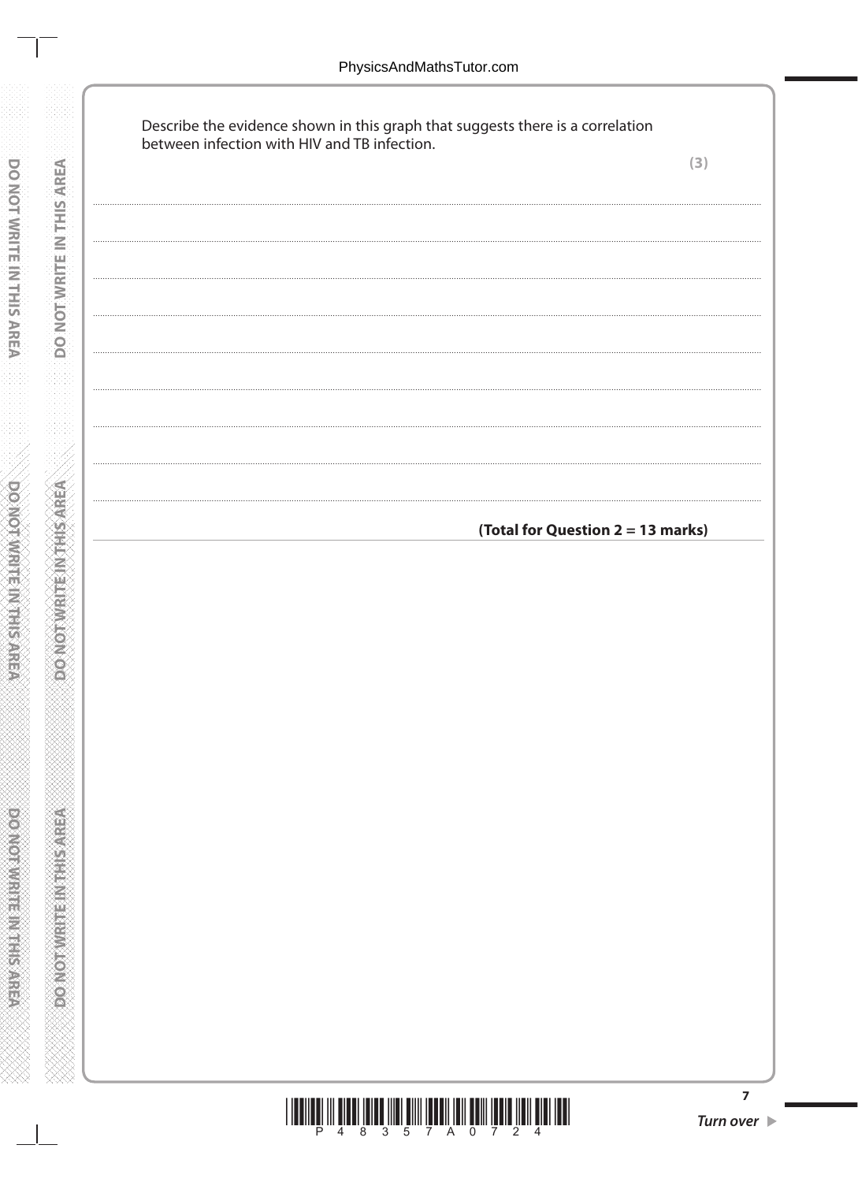Describe the evidence shown in this graph that suggests there is a correlation between infection with HIV and TB infection.

**(3)**

.......................................................................................................................................................

.......................................................................................................................................................

.......................................................................................................................................................

.......................................................................................................................................................

.......................................................................................................................................................

.......................................................................................................................................................

.......................................................................................................................................................

.......................................................................................................................................................

.......................................................................................................................................................

**(Total for Question 2 = 13 marks)**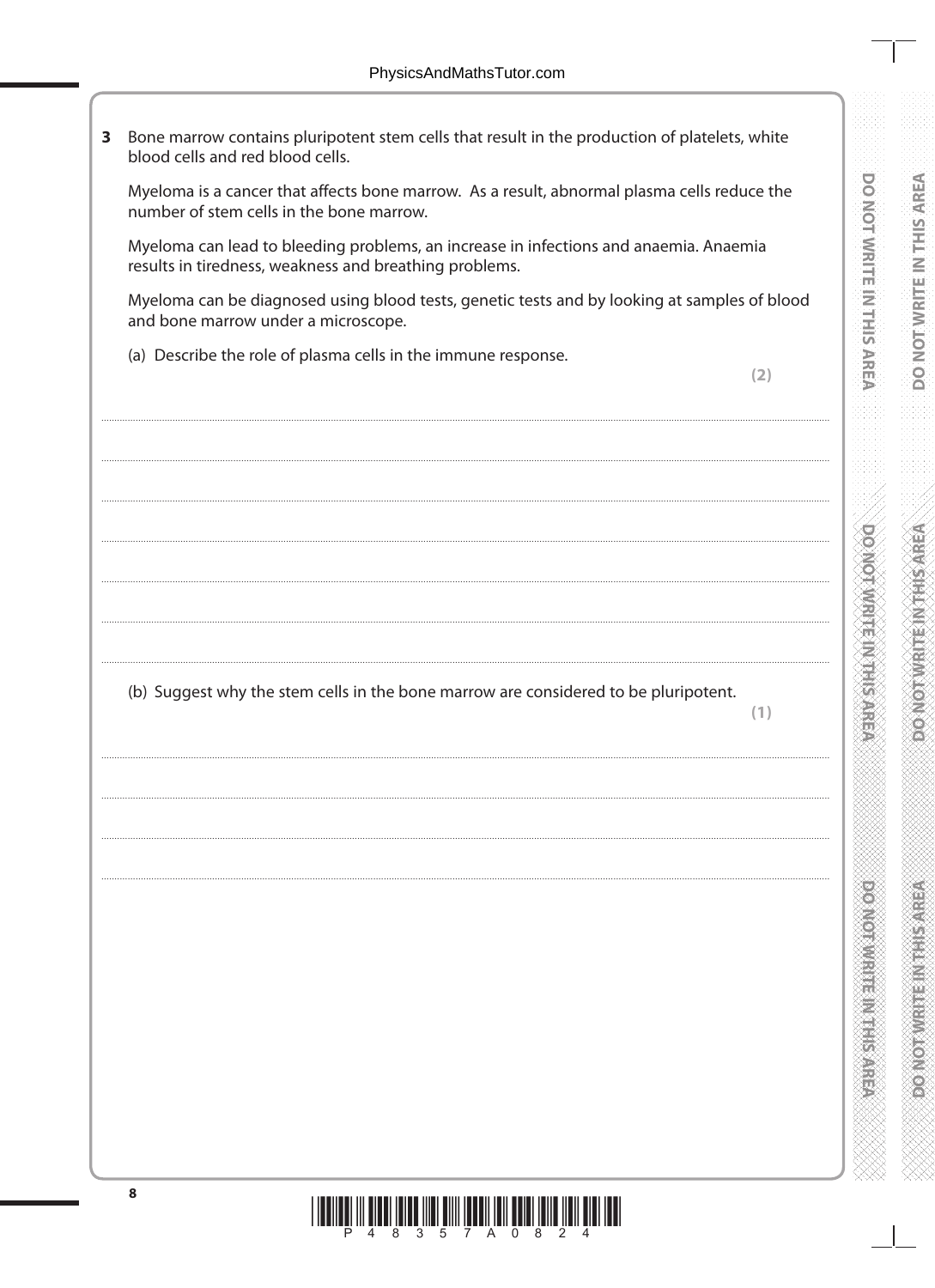**3** Bone marrow contains pluripotent stem cells that result in the production of platelets, white blood cells and red blood cells.

Myeloma is a cancer that affects bone marrow. As a result, abnormal plasma cells reduce the number of stem cells in the bone marrow.

Myeloma can lead to bleeding problems, an increase in infections and anaemia. Anaemia results in tiredness, weakness and breathing problems.

Myeloma can be diagnosed using blood tests, genetic tests and by looking at samples of blood and bone marrow under a microscope.

(a) Describe the role of plasma cells in the immune response.

**(2)**

..............................................................................................................................................

..............................................................................................................................................

..............................................................................................................................................

..............................................................................................................................................

..............................................................................................................................................

..............................................................................................................................................

..............................................................................................................................................

(b) Suggest why the stem cells in the bone marrow are considered to be pluripotent.

**(1)**

..............................................................................................................................................

..............................................................................................................................................

..............................................................................................................................................

..............................................................................................................................................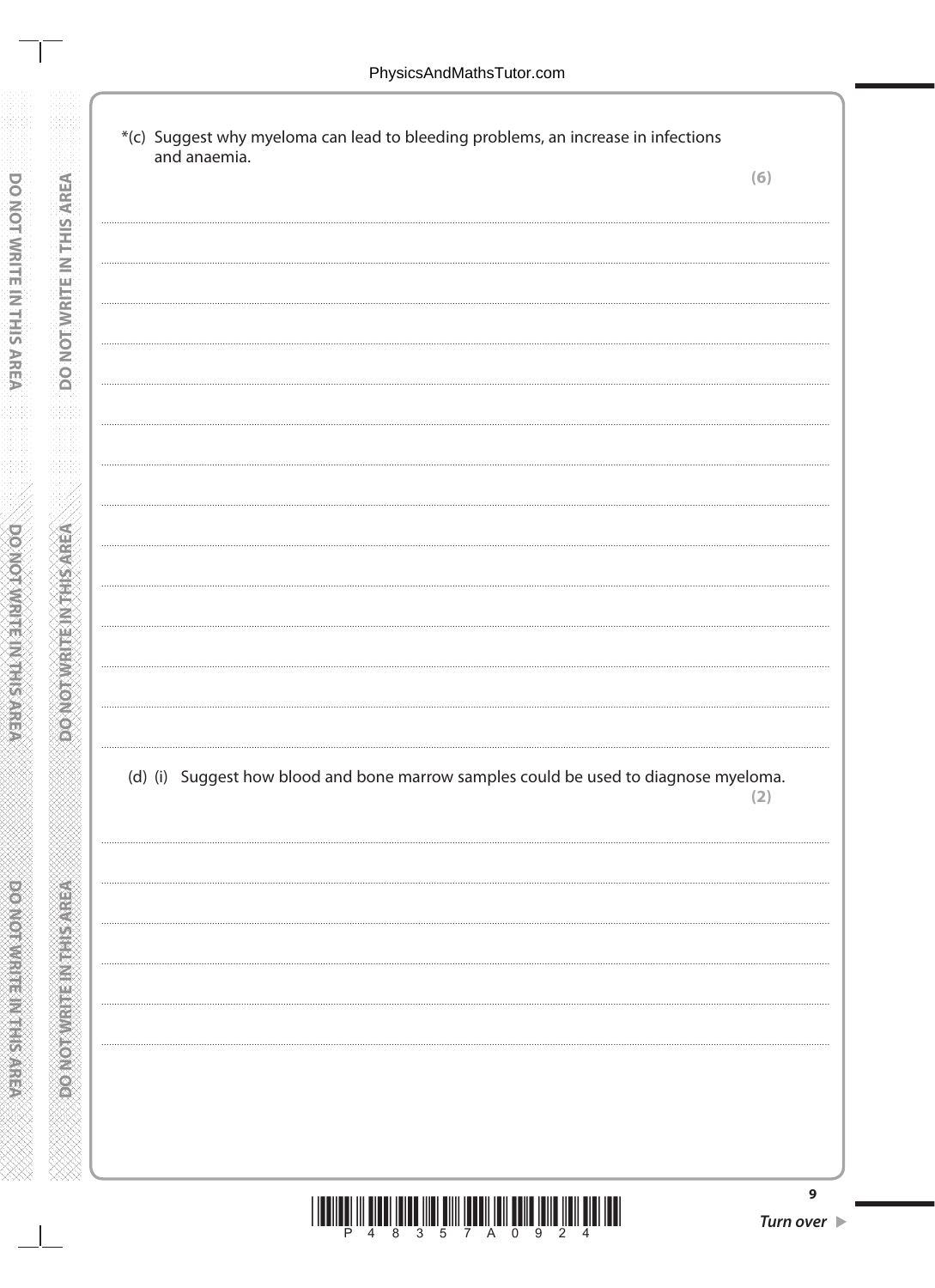*(c) Suggest why myeloma can lead to bleeding problems, an increase in infections and anaemia.

**(6)**

(d) (i) Suggest how blood and bone marrow samples could be used to diagnose myeloma.

**(2)**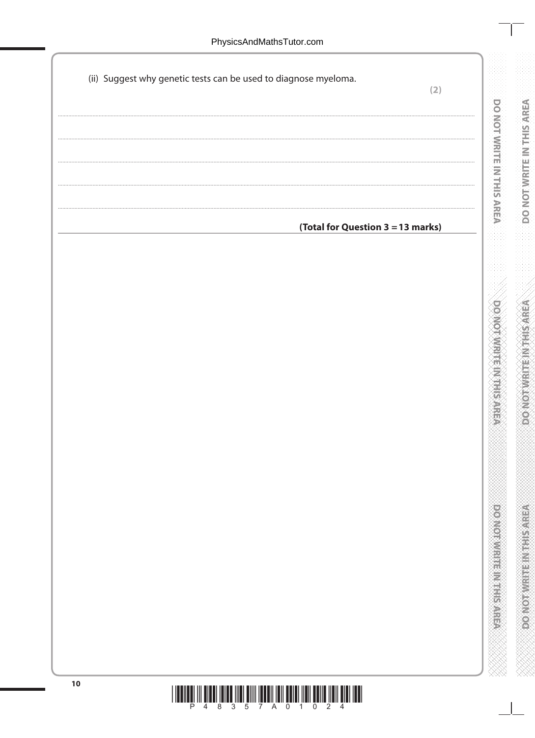(ii) Suggest why genetic tests can be used to diagnose myeloma.

**(2)**

..............................................................................................................................................

..............................................................................................................................................

..............................................................................................................................................

..............................................................................................................................................

**(Total for Question 3 = 13 marks)**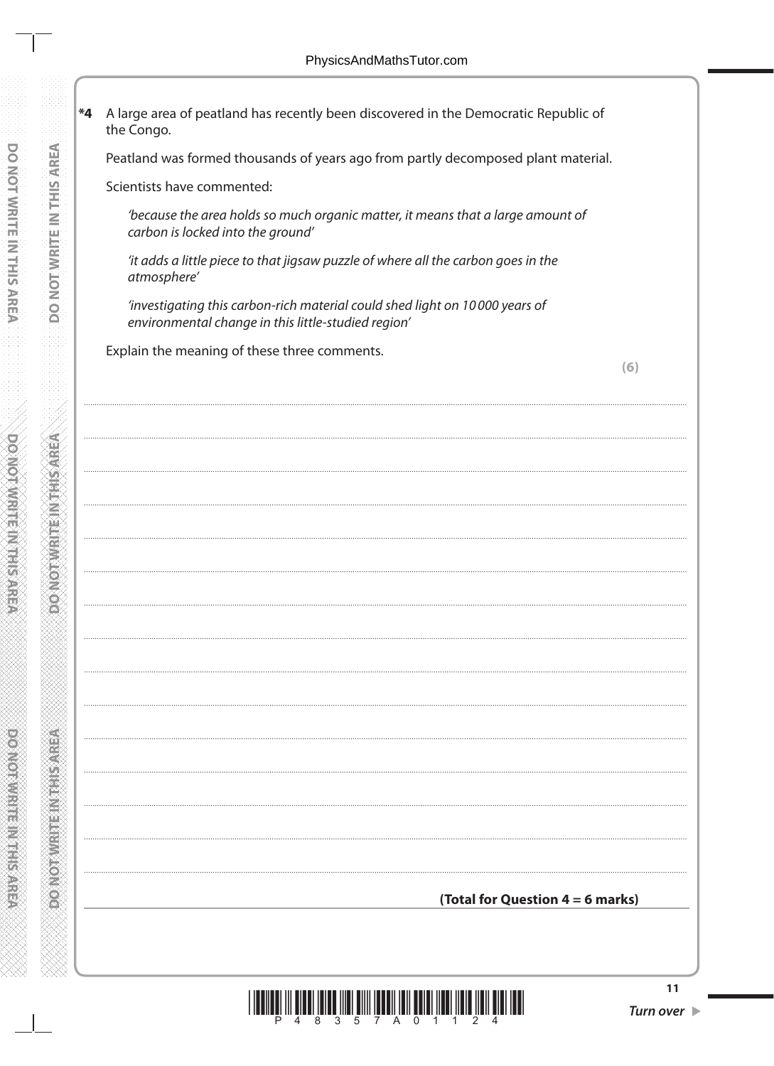**\*4** A large area of peatland has recently been discovered in the Democratic Republic of the Congo.

Peatland was formed thousands of years ago from partly decomposed plant material.

Scientists have commented:

*'because the area holds so much organic matter, it means that a large amount of carbon is locked into the ground'*

*'it adds a little piece to that jigsaw puzzle of where all the carbon goes in the atmosphere'*

*'investigating this carbon-rich material could shed light on 10 000 years of environmental change in this little-studied region'*

Explain the meaning of these three comments.

**(6)**

**(Total for Question 4 = 6 marks)**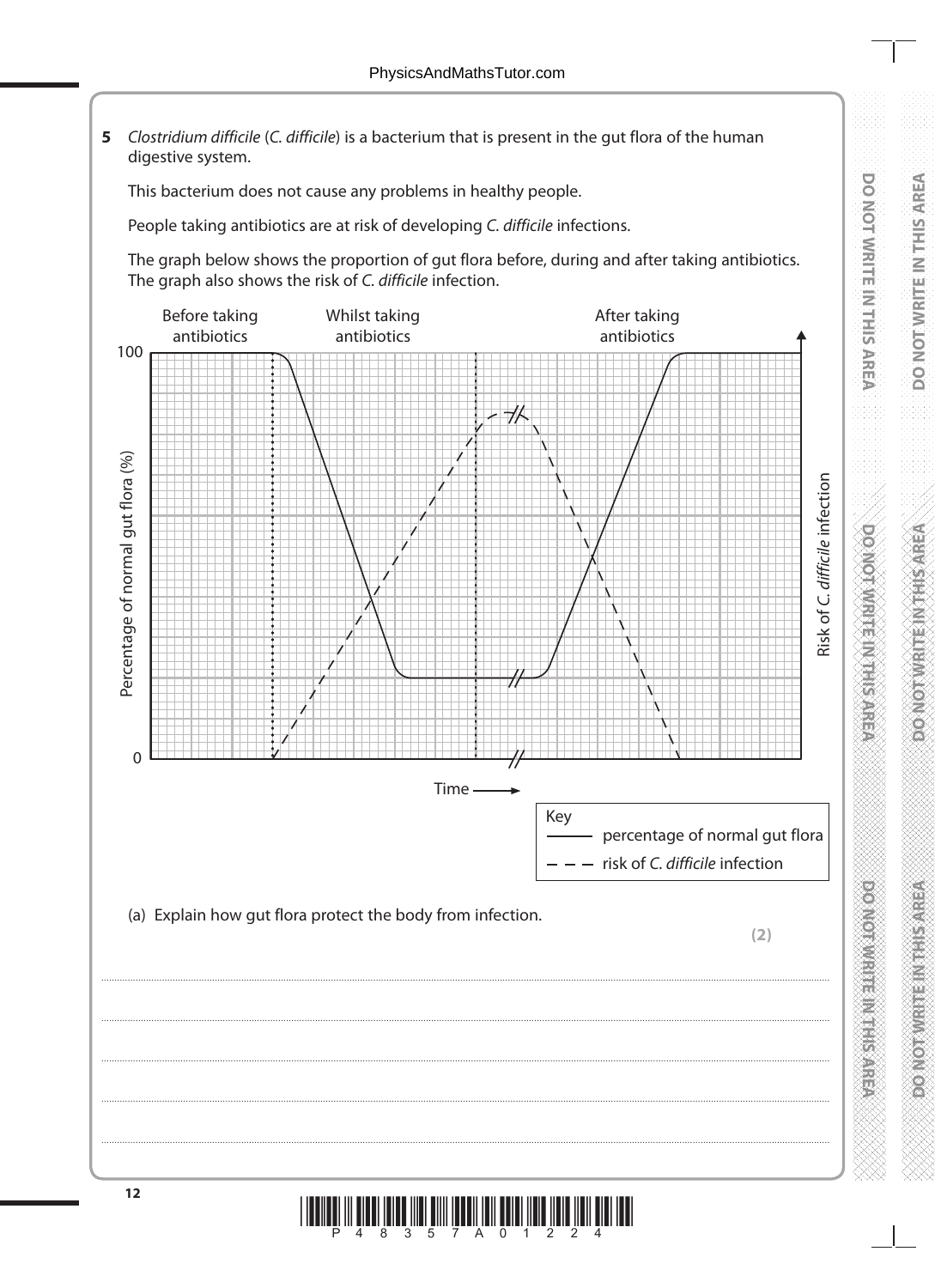**5** *Clostridium difficile* (*C. difficile*) is a bacterium that is present in the gut flora of the human digestive system.

This bacterium does not cause any problems in healthy people.

People taking antibiotics are at risk of developing *C. difficile* infections.

The graph below shows the proportion of gut flora before, during and after taking antibiotics. The graph also shows the risk of *C. difficile* infection.

Before taking antibiotics | Whilst taking antibiotics | After taking antibiotics

Percentage of normal gut flora (%)

100

0

Time

Risk of *C. difficile* infection

Key
—— percentage of normal gut flora
– – – risk of *C. difficile* infection

(a) Explain how gut flora protect the body from infection.

**(2)**

..............................................................................................................................................

..............................................................................................................................................

..............................................................................................................................................

..............................................................................................................................................

..............................................................................................................................................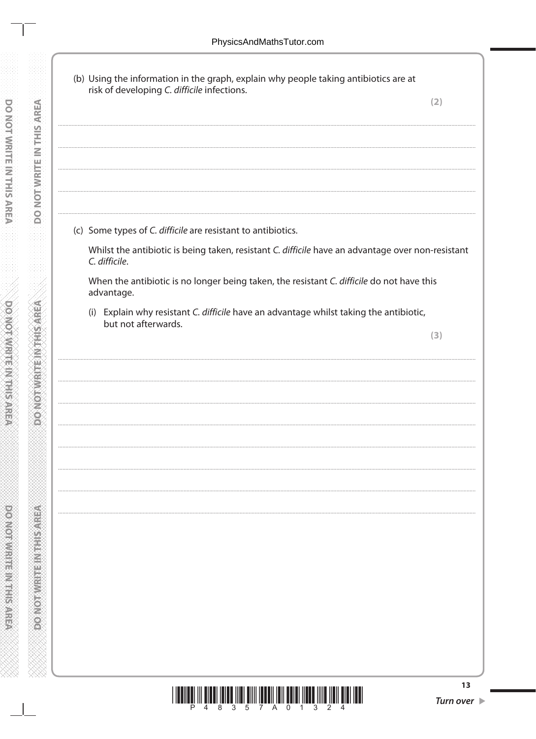(b) Using the information in the graph, explain why people taking antibiotics are at risk of developing *C. difficile* infections.

**(2)**

..............................................................................................................................................

..............................................................................................................................................

..............................................................................................................................................

..............................................................................................................................................

(c) Some types of *C. difficile* are resistant to antibiotics.

Whilst the antibiotic is being taken, resistant *C. difficile* have an advantage over non-resistant *C. difficile*.

When the antibiotic is no longer being taken, the resistant *C. difficile* do not have this advantage.

(i) Explain why resistant *C. difficile* have an advantage whilst taking the antibiotic, but not afterwards.

**(3)**

..............................................................................................................................................

..............................................................................................................................................

..............................................................................................................................................

..............................................................................................................................................

..............................................................................................................................................

..............................................................................................................................................

..............................................................................................................................................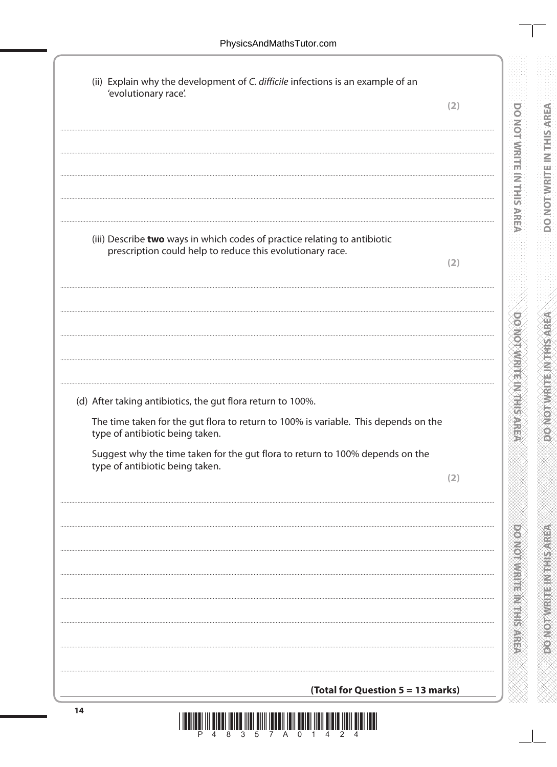(ii) Explain why the development of *C. difficile* infections is an example of an 'evolutionary race'.

**(2)**

(iii) Describe **two** ways in which codes of practice relating to antibiotic prescription could help to reduce this evolutionary race.

**(2)**

(d) After taking antibiotics, the gut flora return to 100%.

The time taken for the gut flora to return to 100% is variable. This depends on the type of antibiotic being taken.

Suggest why the time taken for the gut flora to return to 100% depends on the type of antibiotic being taken.

**(2)**

**(Total for Question 5 = 13 marks)**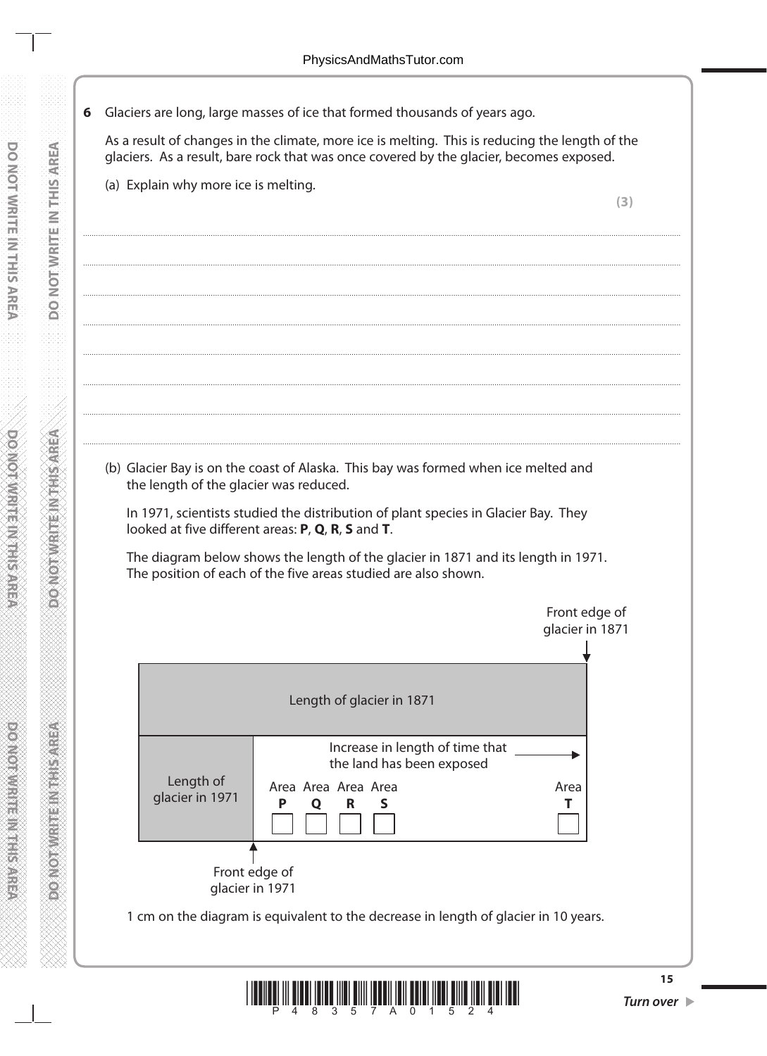**6** Glaciers are long, large masses of ice that formed thousands of years ago.

As a result of changes in the climate, more ice is melting. This is reducing the length of the glaciers. As a result, bare rock that was once covered by the glacier, becomes exposed.

(a) Explain why more ice is melting.

**(3)**

..................................................................................................................................................................................

..................................................................................................................................................................................

..................................................................................................................................................................................

..................................................................................................................................................................................

..................................................................................................................................................................................

..................................................................................................................................................................................

..................................................................................................................................................................................

(b) Glacier Bay is on the coast of Alaska. This bay was formed when ice melted and the length of the glacier was reduced.

In 1971, scientists studied the distribution of plant species in Glacier Bay. They looked at five different areas: **P**, **Q**, **R**, **S** and **T**.

The diagram below shows the length of the glacier in 1871 and its length in 1971. The position of each of the five areas studied are also shown.

Front edge of glacier in 1871

Length of glacier in 1871

Length of glacier in 1971

Increase in length of time that the land has been exposed →

Area **P** Area **Q** Area **R** Area **S** Area **T**

Front edge of glacier in 1971

1 cm on the diagram is equivalent to the decrease in length of glacier in 10 years.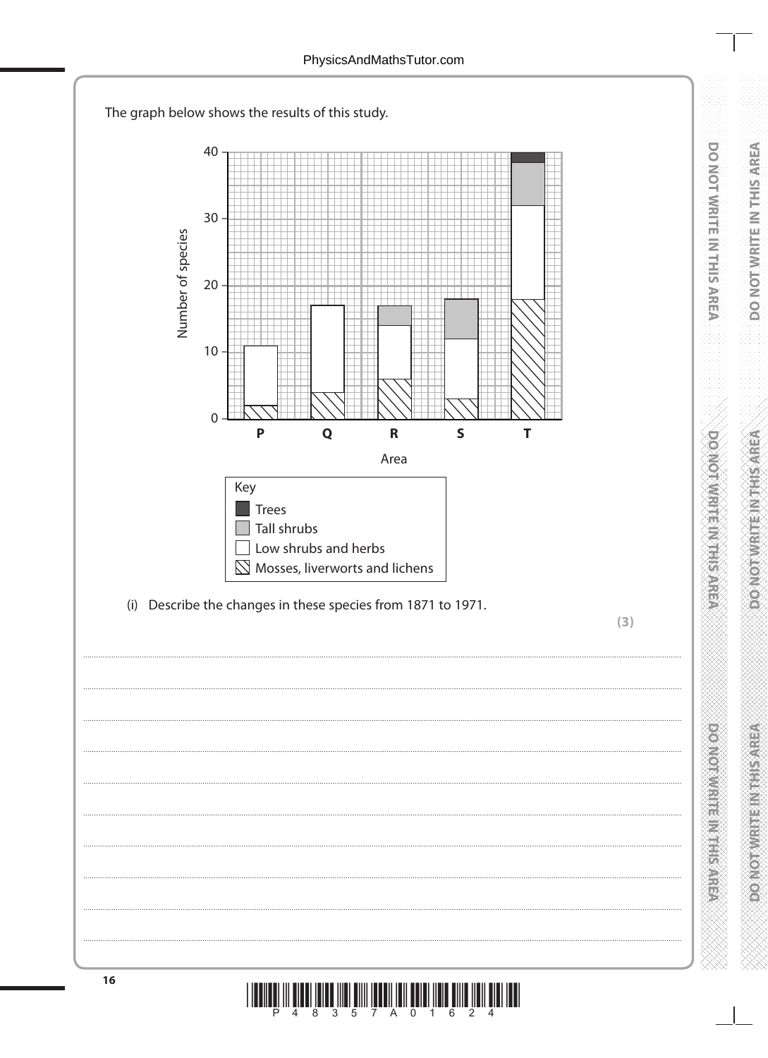The graph below shows the results of this study.

| Area | Mosses, liverworts and lichens | Low shrubs and herbs | Tall shrubs | Trees | Total number of species |
|---|---|---|---|---|---|
| P | 2 | 9 | 0 | 0 | 11 |
| Q | 4 | 13 | 0 | 0 | 17 |
| R | 6 | 8 | 3 | 0 | 17 |
| S | 3 | 9 | 6 | 0 | 18 |
| T | 18 | 14 | 6.5 | 1.5 | 40 |

Key
- Trees
- Tall shrubs
- Low shrubs and herbs
- Mosses, liverworts and lichens

(i) Describe the changes in these species from 1871 to 1971.

**(3)**

..............................................................................................................................................

..............................................................................................................................................

..............................................................................................................................................

..............................................................................................................................................

..............................................................................................................................................

..............................................................................................................................................

..............................................................................................................................................

..............................................................................................................................................

..............................................................................................................................................

..............................................................................................................................................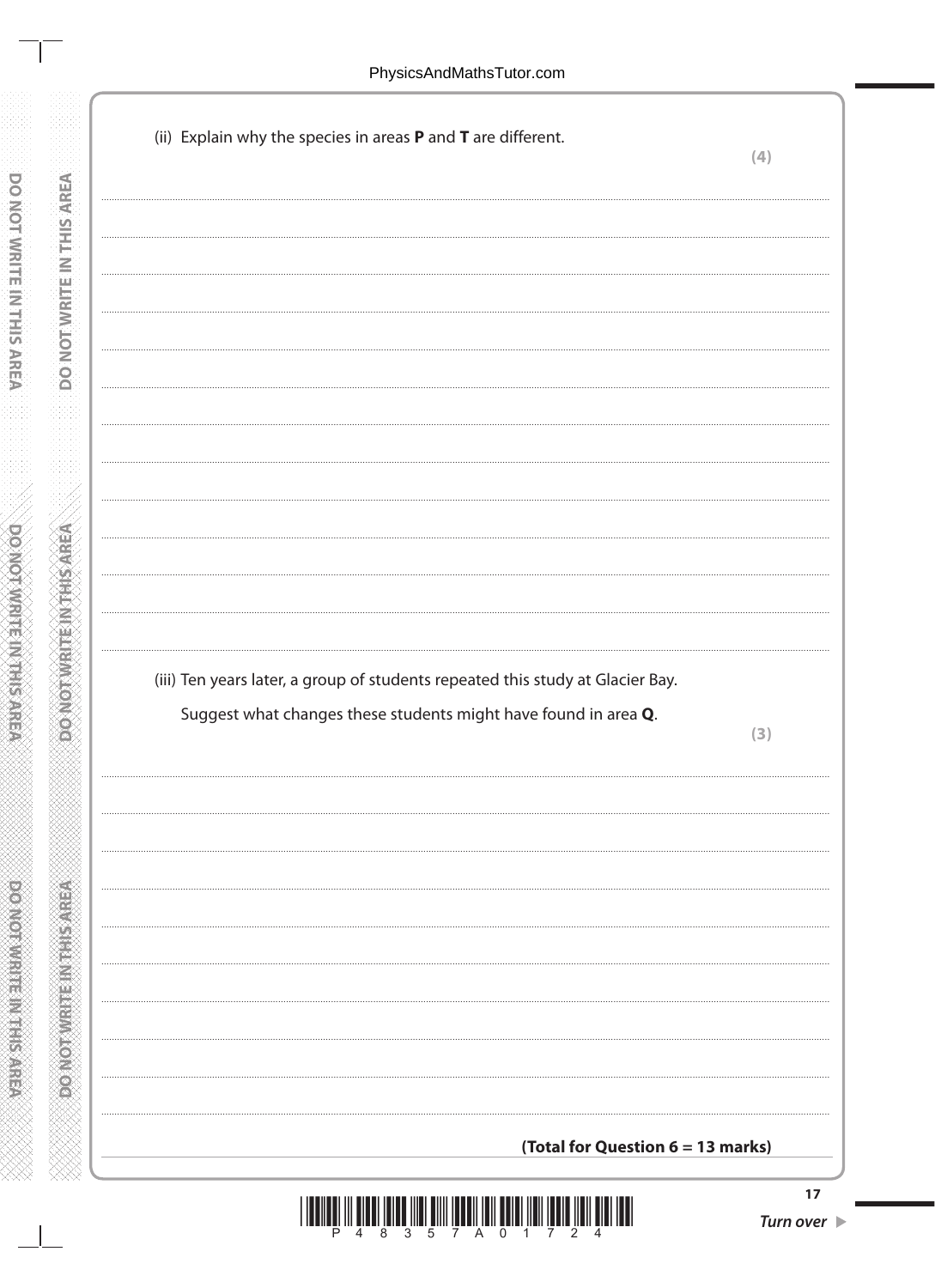(ii) Explain why the species in areas **P** and **T** are different.

**(4)**

(iii) Ten years later, a group of students repeated this study at Glacier Bay.

Suggest what changes these students might have found in area **Q**.

**(3)**

**(Total for Question 6 = 13 marks)**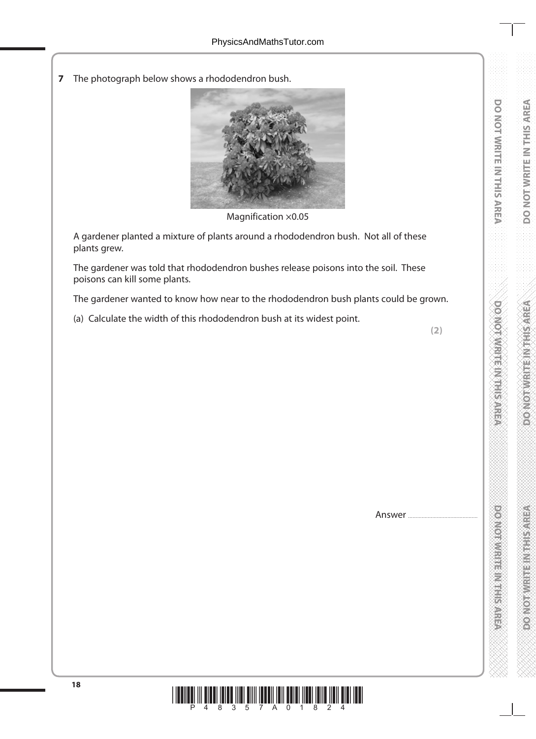**7** The photograph below shows a rhododendron bush.

Magnification ×0.05

A gardener planted a mixture of plants around a rhododendron bush. Not all of these plants grew.

The gardener was told that rhododendron bushes release poisons into the soil. These poisons can kill some plants.

The gardener wanted to know how near to the rhododendron bush plants could be grown.

(a) Calculate the width of this rhododendron bush at its widest point.

**(2)**

Answer ..............................................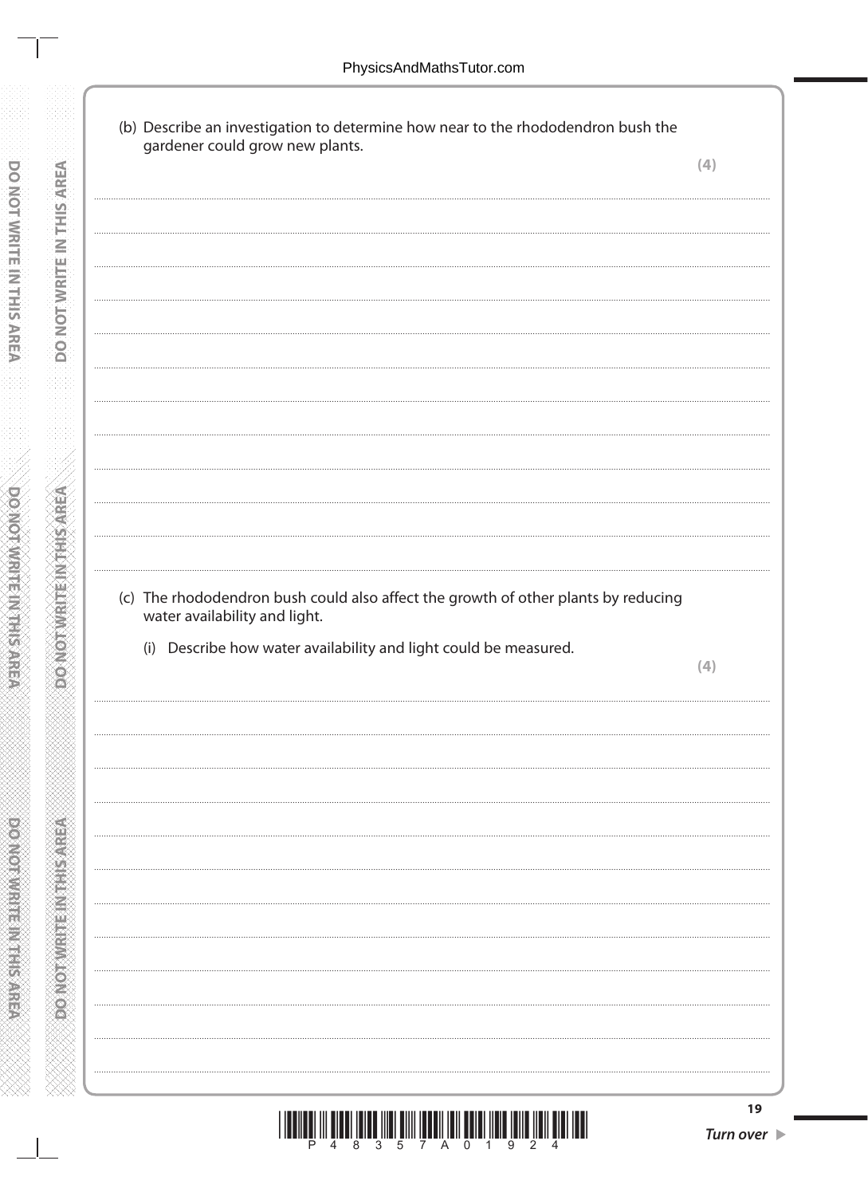(b) Describe an investigation to determine how near to the rhododendron bush the gardener could grow new plants.

**(4)**

(c) The rhododendron bush could also affect the growth of other plants by reducing water availability and light.

(i) Describe how water availability and light could be measured.

**(4)**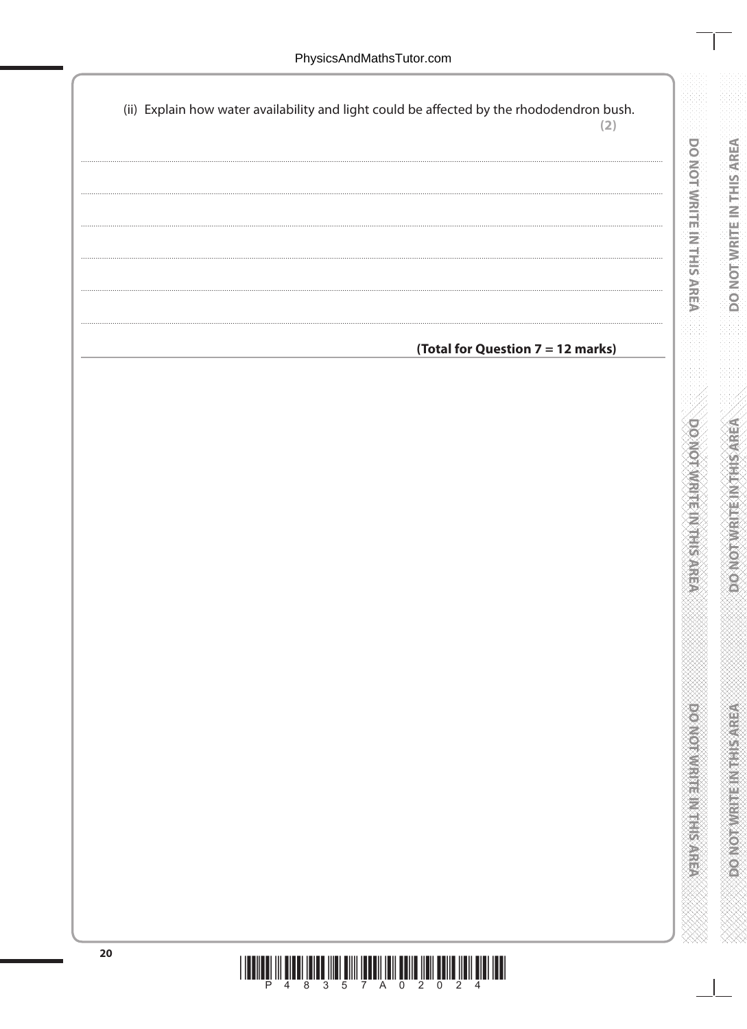(ii) Explain how water availability and light could be affected by the rhododendron bush.
**(2)**

..........................................................................................................................................................................................................

..........................................................................................................................................................................................................

..........................................................................................................................................................................................................

..........................................................................................................................................................................................................

..........................................................................................................................................................................................................

**(Total for Question 7 = 12 marks)**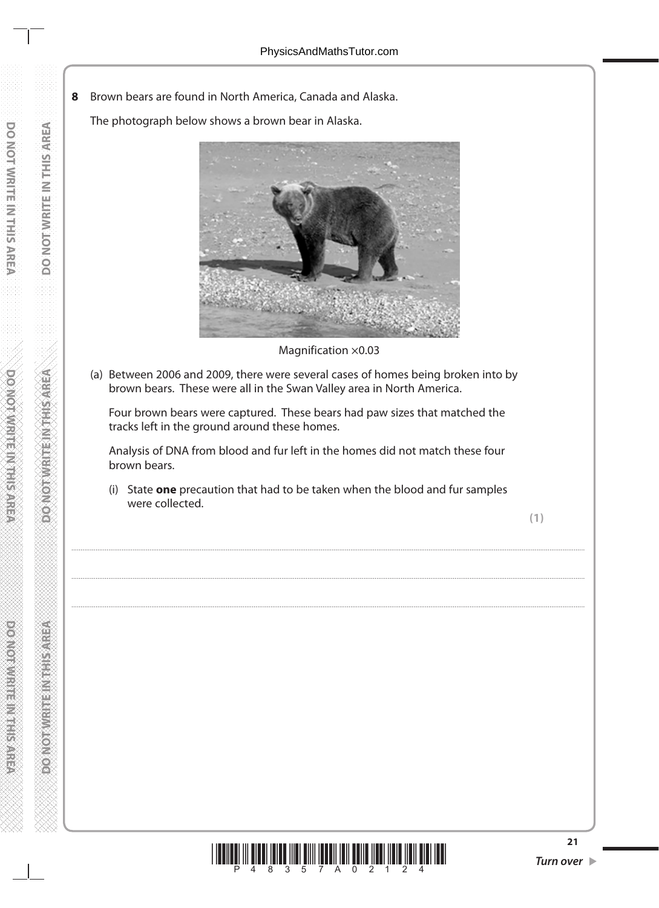**8** Brown bears are found in North America, Canada and Alaska.

The photograph below shows a brown bear in Alaska.

Magnification ×0.03

(a) Between 2006 and 2009, there were several cases of homes being broken into by brown bears. These were all in the Swan Valley area in North America.

Four brown bears were captured. These bears had paw sizes that matched the tracks left in the ground around these homes.

Analysis of DNA from blood and fur left in the homes did not match these four brown bears.

(i) State **one** precaution that had to be taken when the blood and fur samples were collected.

**(1)**

.......................................................................................................................................................................................................................................................................................

.......................................................................................................................................................................................................................................................................................

.......................................................................................................................................................................................................................................................................................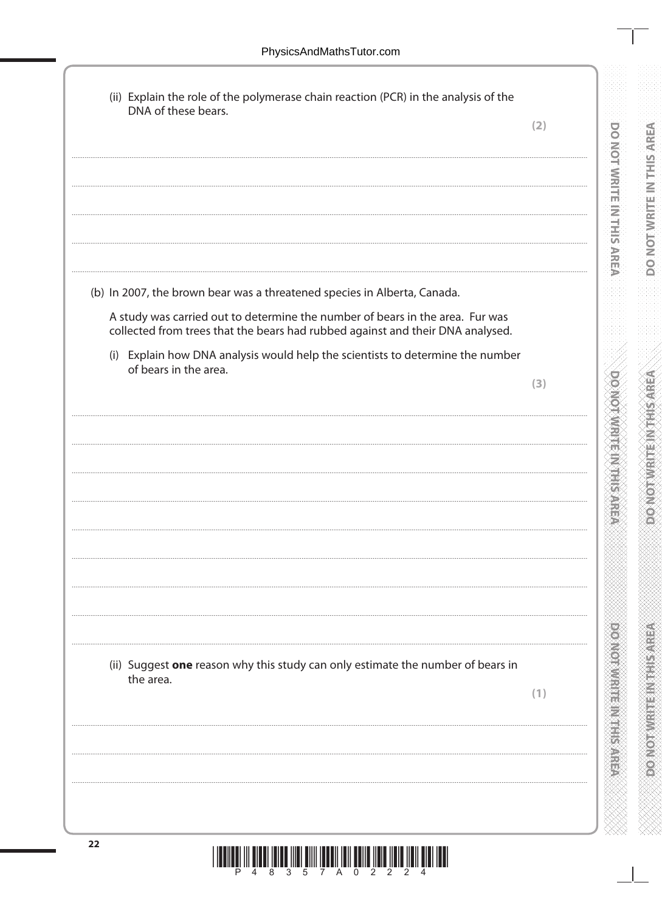(ii) Explain the role of the polymerase chain reaction (PCR) in the analysis of the DNA of these bears.

**(2)**

.......................................................................................................................................................................................................................

.......................................................................................................................................................................................................................

.......................................................................................................................................................................................................................

.......................................................................................................................................................................................................................

(b) In 2007, the brown bear was a threatened species in Alberta, Canada.

A study was carried out to determine the number of bears in the area. Fur was collected from trees that the bears had rubbed against and their DNA analysed.

(i) Explain how DNA analysis would help the scientists to determine the number of bears in the area.

**(3)**

.......................................................................................................................................................................................................................

.......................................................................................................................................................................................................................

.......................................................................................................................................................................................................................

.......................................................................................................................................................................................................................

.......................................................................................................................................................................................................................

.......................................................................................................................................................................................................................

.......................................................................................................................................................................................................................

.......................................................................................................................................................................................................................

.......................................................................................................................................................................................................................

(ii) Suggest **one** reason why this study can only estimate the number of bears in the area.

**(1)**

.......................................................................................................................................................................................................................

.......................................................................................................................................................................................................................

.......................................................................................................................................................................................................................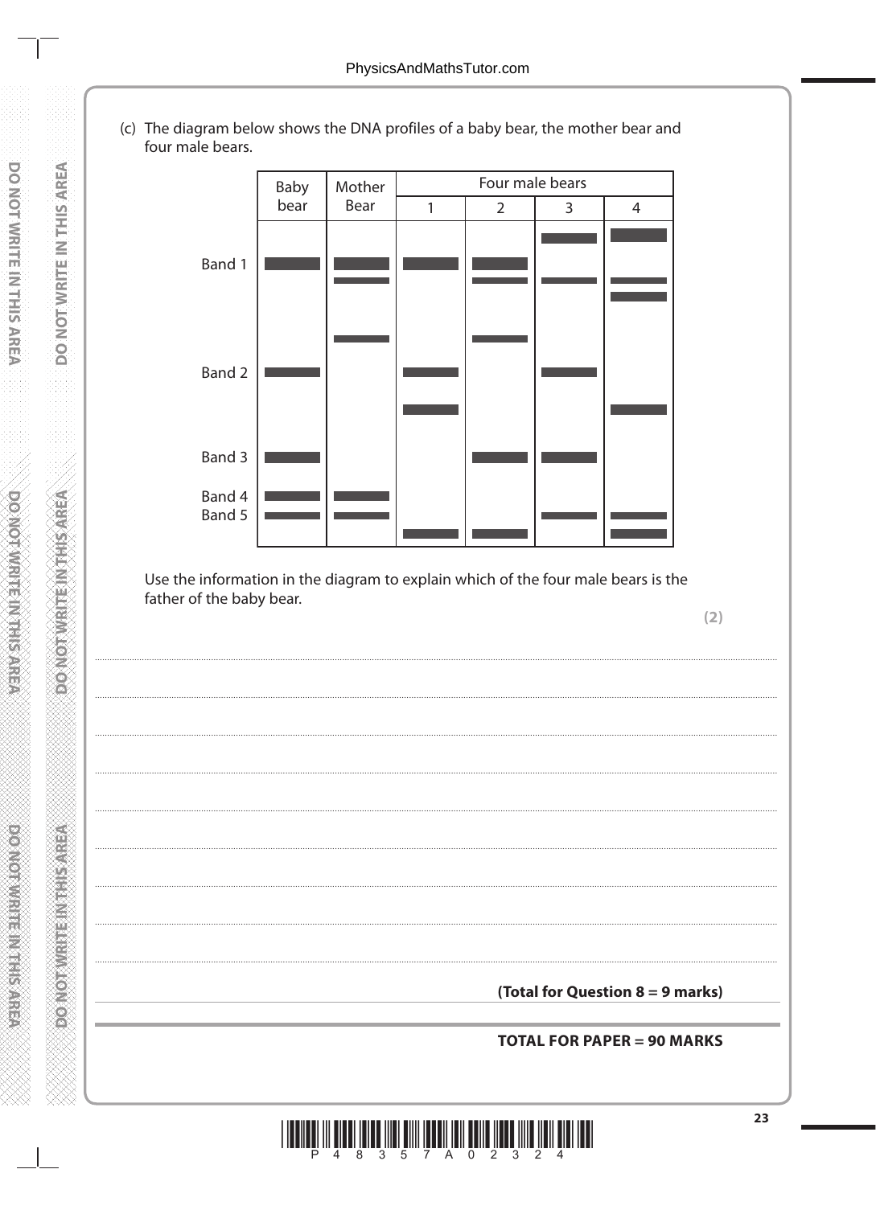(c) The diagram below shows the DNA profiles of a baby bear, the mother bear and four male bears.

| | Baby bear | Mother Bear | Four male bears | | | |
|---|---|---|---|---|---|---|
| | | | 1 | 2 | 3 | 4 |
| | | | | | ▬ | ▬ |
| Band 1 | ▬ | ▬ | ▬ | ▬ | | |
| | | ▬ | | ▬ | ▬ | ▬ |
| | | | | | | ▬ |
| | | ▬ | | ▬ | | |
| Band 2 | ▬ | | ▬ | | ▬ | |
| | | | ▬ | | | ▬ |
| Band 3 | ▬ | | | ▬ | ▬ | |
| Band 4 | ▬ | ▬ | | | | |
| Band 5 | ▬ | ▬ | | | ▬ | ▬ |
| | | | ▬ | ▬ | | ▬ |

Use the information in the diagram to explain which of the four male bears is the father of the baby bear.

**(2)**

...................................................................................................................................................

...................................................................................................................................................

...................................................................................................................................................

...................................................................................................................................................

...................................................................................................................................................

...................................................................................................................................................

...................................................................................................................................................

...................................................................................................................................................

**(Total for Question 8 = 9 marks)**

**TOTAL FOR PAPER = 90 MARKS**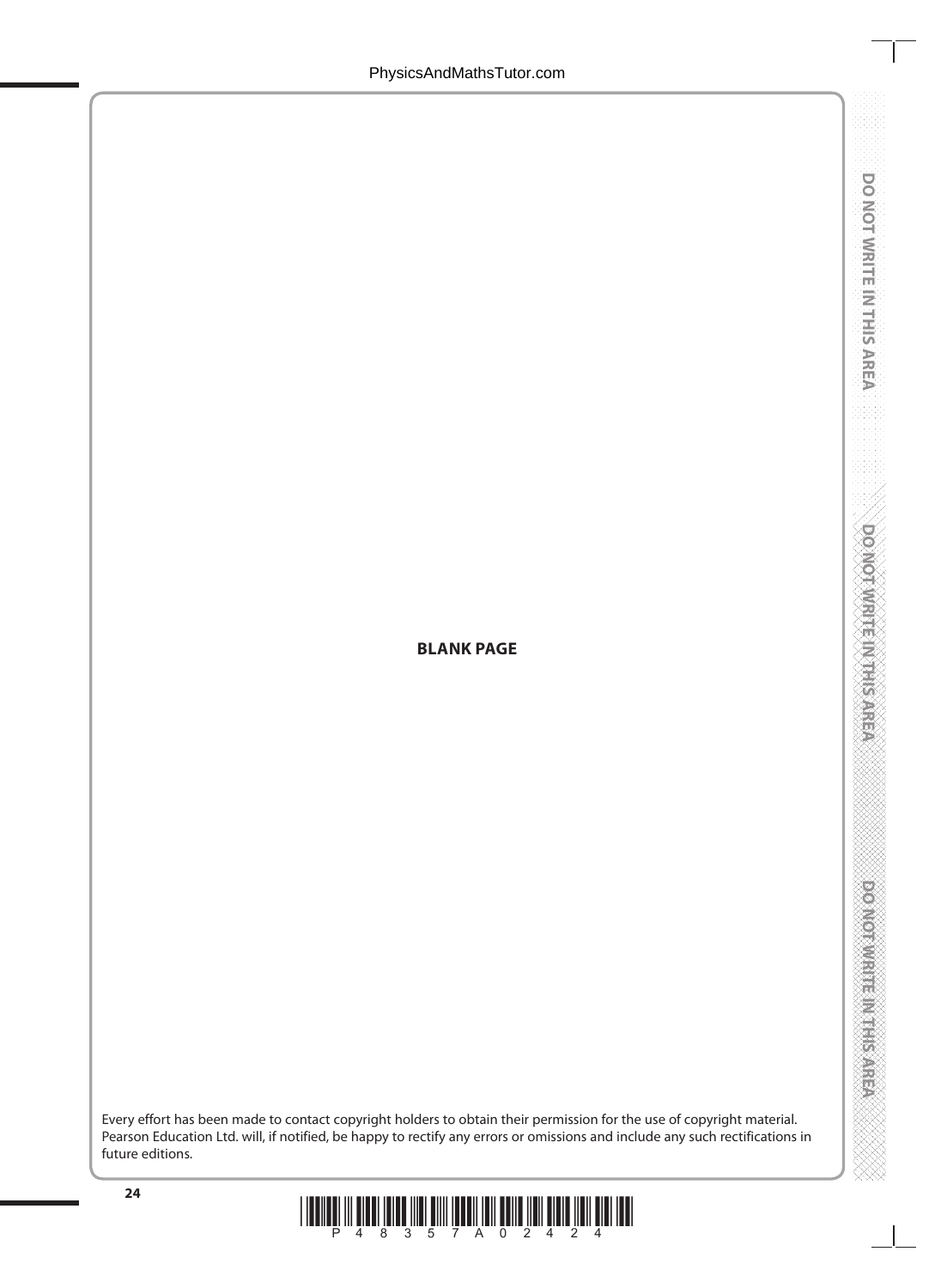**BLANK PAGE**

Every effort has been made to contact copyright holders to obtain their permission for the use of copyright material. Pearson Education Ltd. will, if notified, be happy to rectify any errors or omissions and include any such rectifications in future editions.